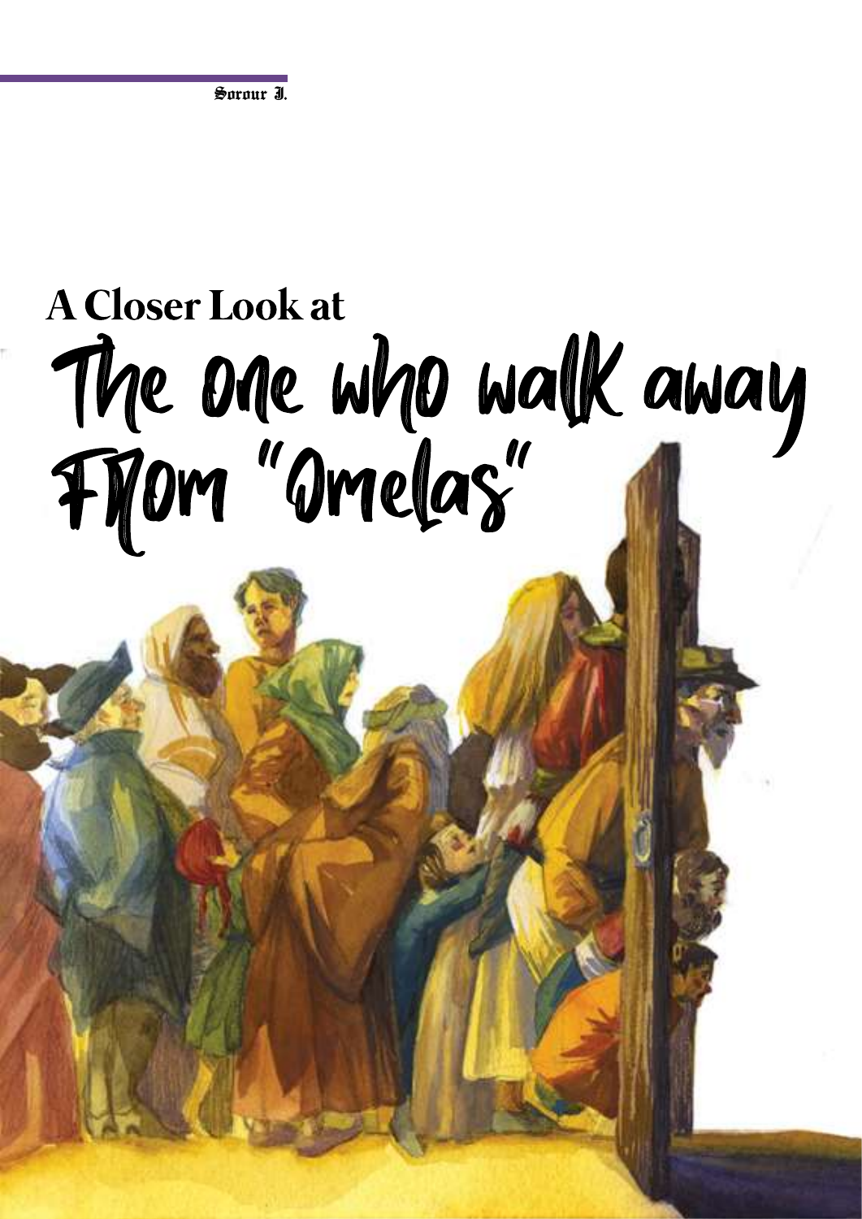Sorour J.

# A Closer Look at
# The one who walk away From "Omelas"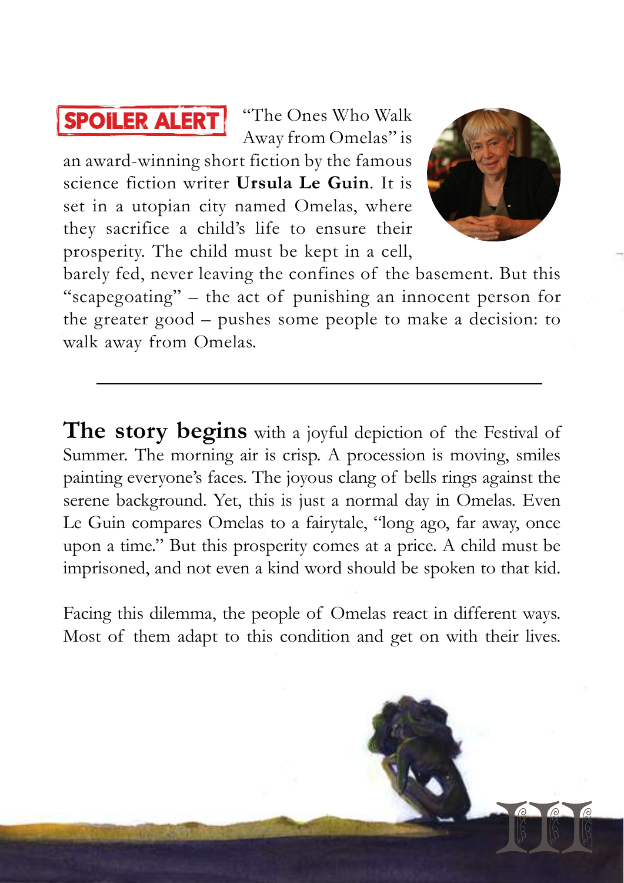**SPOILER ALERT**

"The Ones Who Walk Away from Omelas" is an award-winning short fiction by the famous science fiction writer **Ursula Le Guin**. It is set in a utopian city named Omelas, where they sacrifice a child's life to ensure their prosperity. The child must be kept in a cell, barely fed, never leaving the confines of the basement. But this "scapegoating" – the act of punishing an innocent person for the greater good – pushes some people to make a decision: to walk away from Omelas.

---

**The story begins** with a joyful depiction of the Festival of Summer. The morning air is crisp. A procession is moving, smiles painting everyone's faces. The joyous clang of bells rings against the serene background. Yet, this is just a normal day in Omelas. Even Le Guin compares Omelas to a fairytale, "long ago, far away, once upon a time." But this prosperity comes at a price. A child must be imprisoned, and not even a kind word should be spoken to that kid.

Facing this dilemma, the people of Omelas react in different ways. Most of them adapt to this condition and get on with their lives.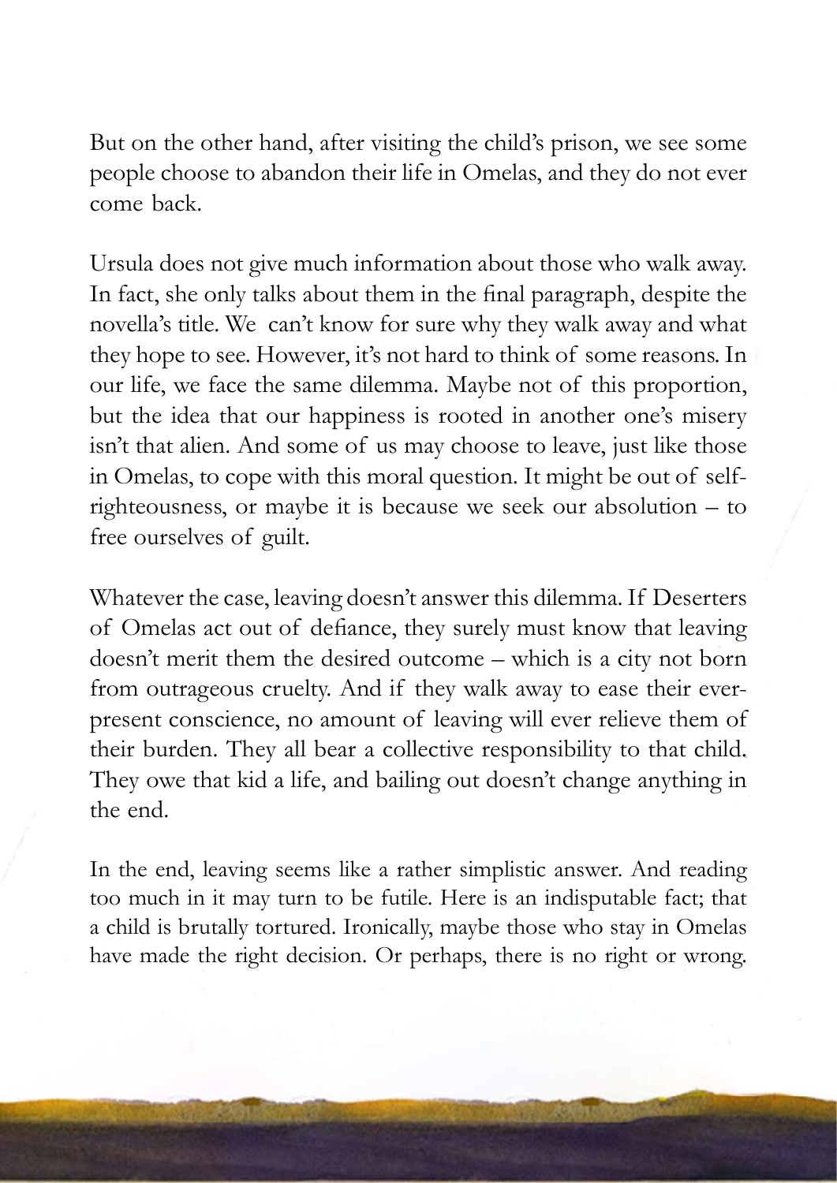But on the other hand, after visiting the child's prison, we see some people choose to abandon their life in Omelas, and they do not ever come back.

Ursula does not give much information about those who walk away. In fact, she only talks about them in the final paragraph, despite the novella's title. We can't know for sure why they walk away and what they hope to see. However, it's not hard to think of some reasons. In our life, we face the same dilemma. Maybe not of this proportion, but the idea that our happiness is rooted in another one's misery isn't that alien. And some of us may choose to leave, just like those in Omelas, to cope with this moral question. It might be out of self-righteousness, or maybe it is because we seek our absolution – to free ourselves of guilt.

Whatever the case, leaving doesn't answer this dilemma. If Deserters of Omelas act out of defiance, they surely must know that leaving doesn't merit them the desired outcome – which is a city not born from outrageous cruelty. And if they walk away to ease their ever-present conscience, no amount of leaving will ever relieve them of their burden. They all bear a collective responsibility to that child. They owe that kid a life, and bailing out doesn't change anything in the end.

In the end, leaving seems like a rather simplistic answer. And reading too much in it may turn to be futile. Here is an indisputable fact; that a child is brutally tortured. Ironically, maybe those who stay in Omelas have made the right decision. Or perhaps, there is no right or wrong.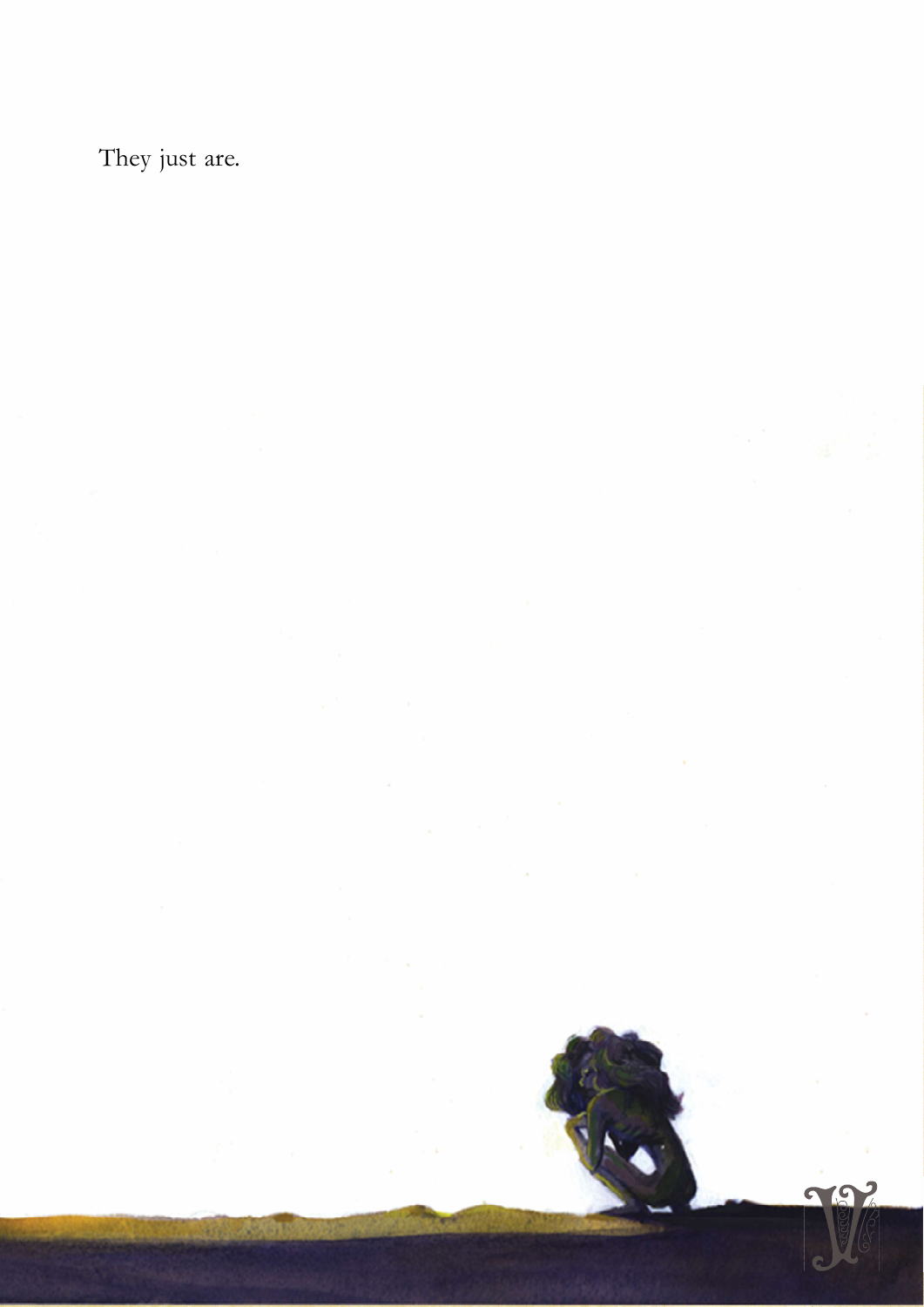They just are.